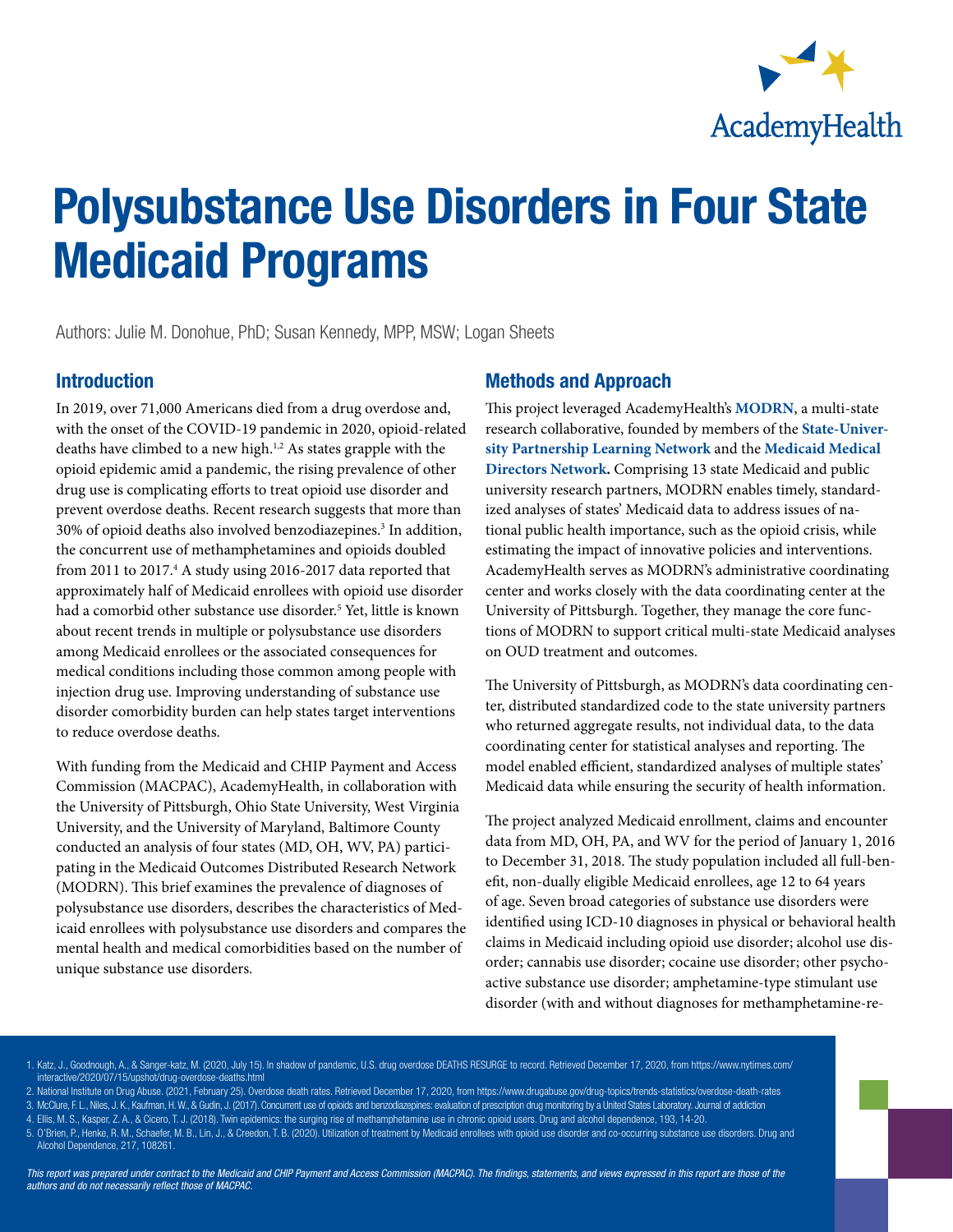# Polysubstance Use Disorders in Four State Medicaid Programs

Authors: Julie M. Donohue, PhD; Susan Kennedy, MPP, MSW; Logan Sheets

## Introduction

In 2019, over 71,000 Americans died from a drug overdose and, with the onset of the COVID-19 pandemic in 2020, opioid-related deaths have climbed to a new high.[1,2] As states grapple with the opioid epidemic amid a pandemic, the rising prevalence of other drug use is complicating efforts to treat opioid use disorder and prevent overdose deaths. Recent research suggests that more than 30% of opioid deaths also involved benzodiazepines.[3] In addition, the concurrent use of methamphetamines and opioids doubled from 2011 to 2017.[4] A study using 2016-2017 data reported that approximately half of Medicaid enrollees with opioid use disorder had a comorbid other substance use disorder.[5] Yet, little is known about recent trends in multiple or polysubstance use disorders among Medicaid enrollees or the associated consequences for medical conditions including those common among people with injection drug use. Improving understanding of substance use disorder comorbidity burden can help states target interventions to reduce overdose deaths.

With funding from the Medicaid and CHIP Payment and Access Commission (MACPAC), AcademyHealth, in collaboration with the University of Pittsburgh, Ohio State University, West Virginia University, and the University of Maryland, Baltimore County conducted an analysis of four states (MD, OH, WV, PA) participating in the Medicaid Outcomes Distributed Research Network (MODRN). This brief examines the prevalence of diagnoses of polysubstance use disorders, describes the characteristics of Medicaid enrollees with polysubstance use disorders and compares the mental health and medical comorbidities based on the number of unique substance use disorders.

## Methods and Approach

This project leveraged AcademyHealth's **MODRN**, a multi-state research collaborative, founded by members of the **State-University Partnership Learning Network** and the **Medicaid Medical Directors Network.** Comprising 13 state Medicaid and public university research partners, MODRN enables timely, standardized analyses of states' Medicaid data to address issues of national public health importance, such as the opioid crisis, while estimating the impact of innovative policies and interventions. AcademyHealth serves as MODRN's administrative coordinating center and works closely with the data coordinating center at the University of Pittsburgh. Together, they manage the core functions of MODRN to support critical multi-state Medicaid analyses on OUD treatment and outcomes.

The University of Pittsburgh, as MODRN's data coordinating center, distributed standardized code to the state university partners who returned aggregate results, not individual data, to the data coordinating center for statistical analyses and reporting. The model enabled efficient, standardized analyses of multiple states' Medicaid data while ensuring the security of health information.

The project analyzed Medicaid enrollment, claims and encounter data from MD, OH, PA, and WV for the period of January 1, 2016 to December 31, 2018. The study population included all full-benefit, non-dually eligible Medicaid enrollees, age 12 to 64 years of age. Seven broad categories of substance use disorders were identified using ICD-10 diagnoses in physical or behavioral health claims in Medicaid including opioid use disorder; alcohol use disorder; cannabis use disorder; cocaine use disorder; other psychoactive substance use disorder; amphetamine-type stimulant use disorder (with and without diagnoses for methamphetamine-re-

1. Katz, J., Goodnough, A., & Sanger-katz, M. (2020, July 15). In shadow of pandemic, U.S. drug overdose DEATHS RESURGE to record. Retrieved December 17, 2020, from https://www.nytimes.com/interactive/2020/07/15/upshot/drug-overdose-deaths.html
2. National Institute on Drug Abuse. (2021, February 25). Overdose death rates. Retrieved December 17, 2020, from https://www.drugabuse.gov/drug-topics/trends-statistics/overdose-death-rates
3. McClure, F. L., Niles, J. K., Kaufman, H. W., & Gudin, J. (2017). Concurrent use of opioids and benzodiazepines: evaluation of prescription drug monitoring by a United States Laboratory. Journal of addiction
4. Ellis, M. S., Kasper, Z. A., & Cicero, T. J. (2018). Twin epidemics: the surging rise of methamphetamine use in chronic opioid users. Drug and alcohol dependence, 193, 14-20.
5. O'Brien, P., Henke, R. M., Schaefer, M. B., Lin, J., & Creedon, T. B. (2020). Utilization of treatment by Medicaid enrollees with opioid use disorder and co-occurring substance use disorders. Drug and Alcohol Dependence, 217, 108261.

*This report was prepared under contract to the Medicaid and CHIP Payment and Access Commission (MACPAC). The findings, statements, and views expressed in this report are those of the authors and do not necessarily reflect those of MACPAC.*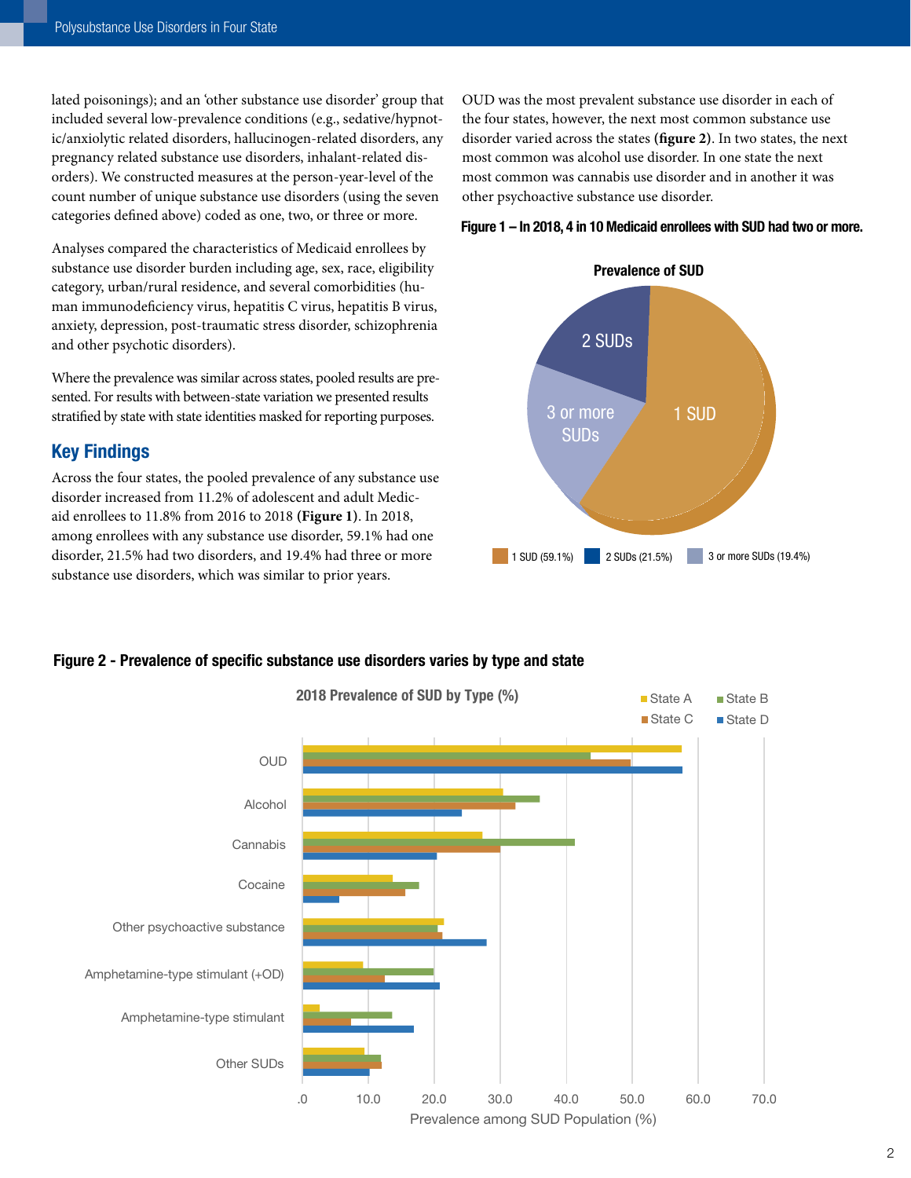lated poisonings); and an 'other substance use disorder' group that included several low-prevalence conditions (e.g., sedative/hypnotic/anxiolytic related disorders, hallucinogen-related disorders, any pregnancy related substance use disorders, inhalant-related disorders). We constructed measures at the person-year-level of the count number of unique substance use disorders (using the seven categories defined above) coded as one, two, or three or more.

Analyses compared the characteristics of Medicaid enrollees by substance use disorder burden including age, sex, race, eligibility category, urban/rural residence, and several comorbidities (human immunodeficiency virus, hepatitis C virus, hepatitis B virus, anxiety, depression, post-traumatic stress disorder, schizophrenia and other psychotic disorders).

Where the prevalence was similar across states, pooled results are presented. For results with between-state variation we presented results stratified by state with state identities masked for reporting purposes.

## Key Findings

Across the four states, the pooled prevalence of any substance use disorder increased from 11.2% of adolescent and adult Medicaid enrollees to 11.8% from 2016 to 2018 **(Figure 1)**. In 2018, among enrollees with any substance use disorder, 59.1% had one disorder, 21.5% had two disorders, and 19.4% had three or more substance use disorders, which was similar to prior years.

OUD was the most prevalent substance use disorder in each of the four states, however, the next most common substance use disorder varied across the states **(figure 2)**. In two states, the next most common was alcohol use disorder. In one state the next most common was cannabis use disorder and in another it was other psychoactive substance use disorder.

**Figure 1 – In 2018, 4 in 10 Medicaid enrollees with SUD had two or more.**

**Prevalence of SUD**

1 SUD (59.1%) | 2 SUDs (21.5%) | 3 or more SUDs (19.4%)

**Figure 2 - Prevalence of specific substance use disorders varies by type and state**

**2018 Prevalence of SUD by Type (%)**

Categories: OUD, Alcohol, Cannabis, Cocaine, Other psychoactive substance, Amphetamine-type stimulant (+OD), Amphetamine-type stimulant, Other SUDs (States A, B, C, D)

Prevalence among SUD Population (%)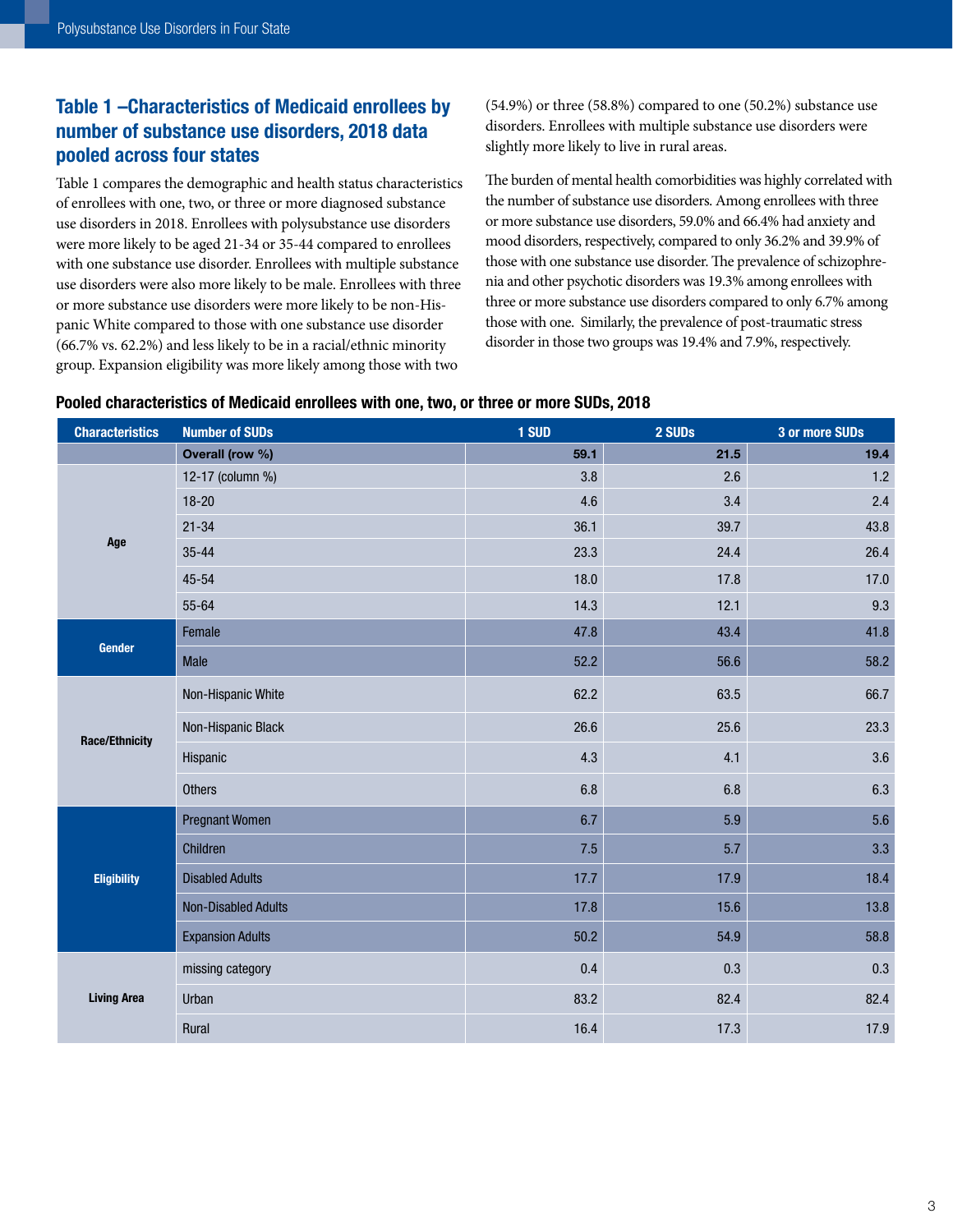## Table 1 –Characteristics of Medicaid enrollees by number of substance use disorders, 2018 data pooled across four states

Table 1 compares the demographic and health status characteristics of enrollees with one, two, or three or more diagnosed substance use disorders in 2018. Enrollees with polysubstance use disorders were more likely to be aged 21-34 or 35-44 compared to enrollees with one substance use disorder. Enrollees with multiple substance use disorders were also more likely to be male. Enrollees with three or more substance use disorders were more likely to be non-Hispanic White compared to those with one substance use disorder (66.7% vs. 62.2%) and less likely to be in a racial/ethnic minority group. Expansion eligibility was more likely among those with two (54.9%) or three (58.8%) compared to one (50.2%) substance use disorders. Enrollees with multiple substance use disorders were slightly more likely to live in rural areas.

The burden of mental health comorbidities was highly correlated with the number of substance use disorders. Among enrollees with three or more substance use disorders, 59.0% and 66.4% had anxiety and mood disorders, respectively, compared to only 36.2% and 39.9% of those with one substance use disorder. The prevalence of schizophrenia and other psychotic disorders was 19.3% among enrollees with three or more substance use disorders compared to only 6.7% among those with one. Similarly, the prevalence of post-traumatic stress disorder in those two groups was 19.4% and 7.9%, respectively.

**Pooled characteristics of Medicaid enrollees with one, two, or three or more SUDs, 2018**

| Characteristics | Number of SUDs | 1 SUD | 2 SUDs | 3 or more SUDs |
|---|---|---|---|---|
| | **Overall (row %)** | **59.1** | **21.5** | **19.4** |
| Age | 12-17 (column %) | 3.8 | 2.6 | 1.2 |
| | 18-20 | 4.6 | 3.4 | 2.4 |
| | 21-34 | 36.1 | 39.7 | 43.8 |
| | 35-44 | 23.3 | 24.4 | 26.4 |
| | 45-54 | 18.0 | 17.8 | 17.0 |
| | 55-64 | 14.3 | 12.1 | 9.3 |
| Gender | Female | 47.8 | 43.4 | 41.8 |
| | Male | 52.2 | 56.6 | 58.2 |
| Race/Ethnicity | Non-Hispanic White | 62.2 | 63.5 | 66.7 |
| | Non-Hispanic Black | 26.6 | 25.6 | 23.3 |
| | Hispanic | 4.3 | 4.1 | 3.6 |
| | Others | 6.8 | 6.8 | 6.3 |
| Eligibility | Pregnant Women | 6.7 | 5.9 | 5.6 |
| | Children | 7.5 | 5.7 | 3.3 |
| | Disabled Adults | 17.7 | 17.9 | 18.4 |
| | Non-Disabled Adults | 17.8 | 15.6 | 13.8 |
| | Expansion Adults | 50.2 | 54.9 | 58.8 |
| Living Area | missing category | 0.4 | 0.3 | 0.3 |
| | Urban | 83.2 | 82.4 | 82.4 |
| | Rural | 16.4 | 17.3 | 17.9 |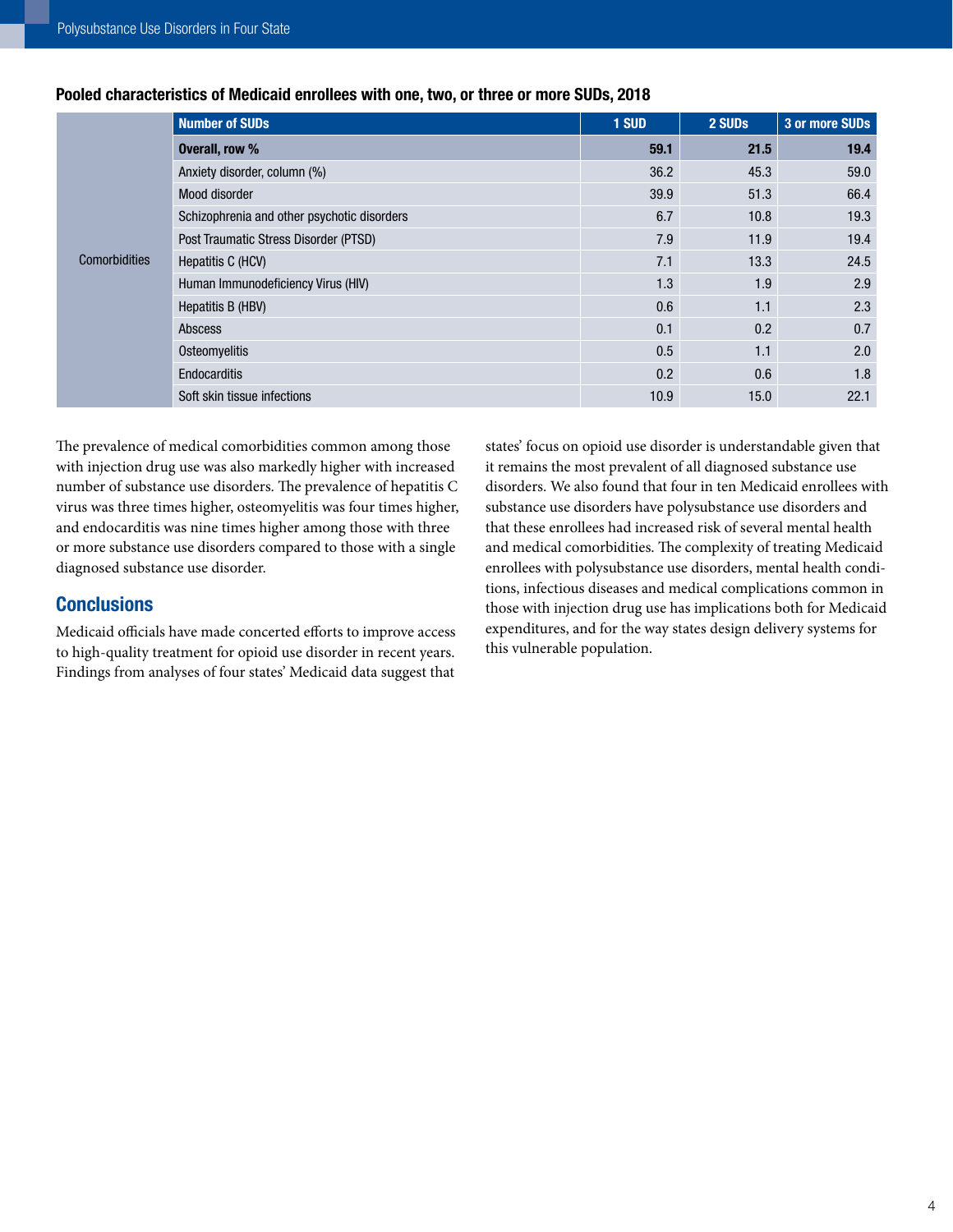**Pooled characteristics of Medicaid enrollees with one, two, or three or more SUDs, 2018**

| | Number of SUDs | 1 SUD | 2 SUDs | 3 or more SUDs |
|---|---|---|---|---|
| Comorbidities | **Overall, row %** | **59.1** | **21.5** | **19.4** |
| | Anxiety disorder, column (%) | 36.2 | 45.3 | 59.0 |
| | Mood disorder | 39.9 | 51.3 | 66.4 |
| | Schizophrenia and other psychotic disorders | 6.7 | 10.8 | 19.3 |
| | Post Traumatic Stress Disorder (PTSD) | 7.9 | 11.9 | 19.4 |
| | Hepatitis C (HCV) | 7.1 | 13.3 | 24.5 |
| | Human Immunodeficiency Virus (HIV) | 1.3 | 1.9 | 2.9 |
| | Hepatitis B (HBV) | 0.6 | 1.1 | 2.3 |
| | Abscess | 0.1 | 0.2 | 0.7 |
| | Osteomyelitis | 0.5 | 1.1 | 2.0 |
| | Endocarditis | 0.2 | 0.6 | 1.8 |
| | Soft skin tissue infections | 10.9 | 15.0 | 22.1 |

The prevalence of medical comorbidities common among those with injection drug use was also markedly higher with increased number of substance use disorders. The prevalence of hepatitis C virus was three times higher, osteomyelitis was four times higher, and endocarditis was nine times higher among those with three or more substance use disorders compared to those with a single diagnosed substance use disorder.

## Conclusions

Medicaid officials have made concerted efforts to improve access to high-quality treatment for opioid use disorder in recent years. Findings from analyses of four states' Medicaid data suggest that states' focus on opioid use disorder is understandable given that it remains the most prevalent of all diagnosed substance use disorders. We also found that four in ten Medicaid enrollees with substance use disorders have polysubstance use disorders and that these enrollees had increased risk of several mental health and medical comorbidities. The complexity of treating Medicaid enrollees with polysubstance use disorders, mental health conditions, infectious diseases and medical complications common in those with injection drug use has implications both for Medicaid expenditures, and for the way states design delivery systems for this vulnerable population.